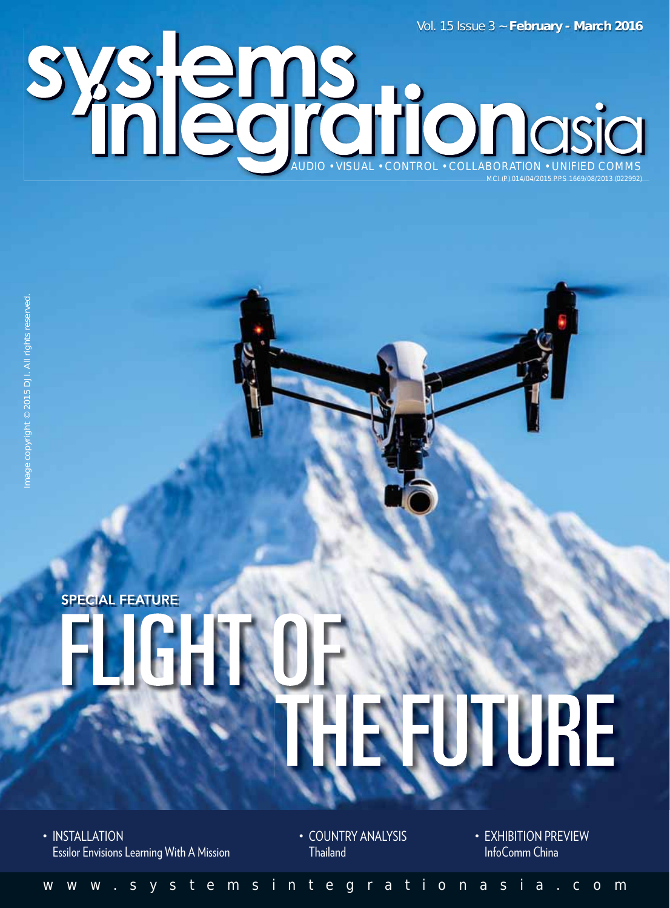Vol. 15 Issue 3 ~ **February - March 2016**

# systems integration asia

AUDIO • VISUAL • CONTROL • COLLABORATION • UNIFIED COMMS

MCI (P) 014/04/2015 PPS 1669/08/2013 (022992)

Image copyright © 2015 DJI. All rights reserved.

**SPECIAL FEATURE**

## FLIGHT OF THE FUTURE

- INSTALLATION
  Essilor Envisions Learning With A Mission
- COUNTRY ANALYSIS
  Thailand
- EXHIBITION PREVIEW
  InfoComm China

www.systemsintegrationasia.com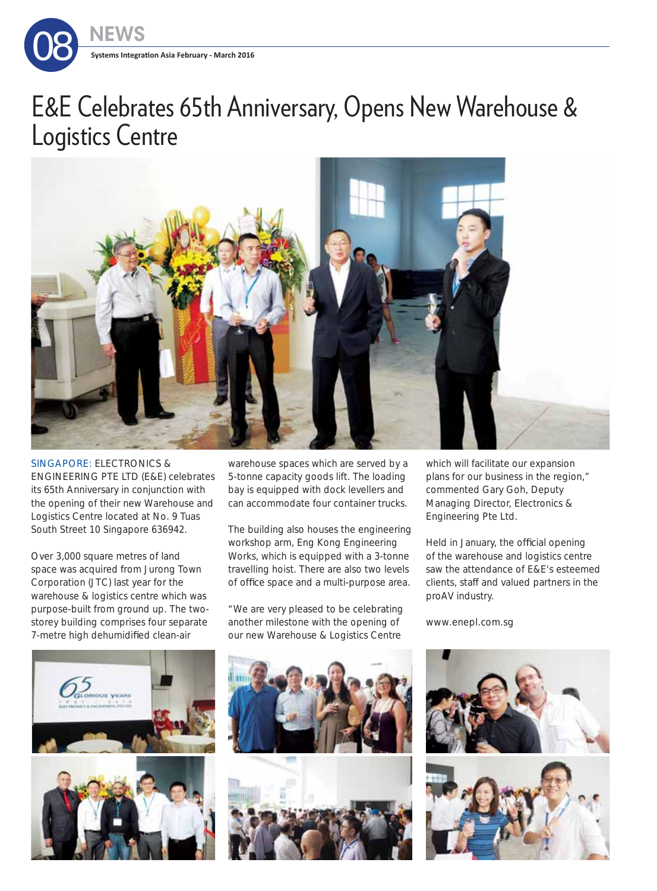# E&E Celebrates 65th Anniversary, Opens New Warehouse & Logistics Centre

SINGAPORE: ELECTRONICS & ENGINEERING PTE LTD (E&E) celebrates its 65th Anniversary in conjunction with the opening of their new Warehouse and Logistics Centre located at No. 9 Tuas South Street 10 Singapore 636942.

Over 3,000 square metres of land space was acquired from Jurong Town Corporation (JTC) last year for the warehouse & logistics centre which was purpose-built from ground up. The two-storey building comprises four separate 7-metre high dehumidified clean-air warehouse spaces which are served by a 5-tonne capacity goods lift. The loading bay is equipped with dock levellers and can accommodate four container trucks.

The building also houses the engineering workshop arm, Eng Kong Engineering Works, which is equipped with a 3-tonne travelling hoist. There are also two levels of office space and a multi-purpose area.

"We are very pleased to be celebrating another milestone with the opening of our new Warehouse & Logistics Centre which will facilitate our expansion plans for our business in the region," commented Gary Goh, Deputy Managing Director, Electronics & Engineering Pte Ltd.

Held in January, the official opening of the warehouse and logistics centre saw the attendance of E&E's esteemed clients, staff and valued partners in the proAV industry.

www.enepl.com.sg